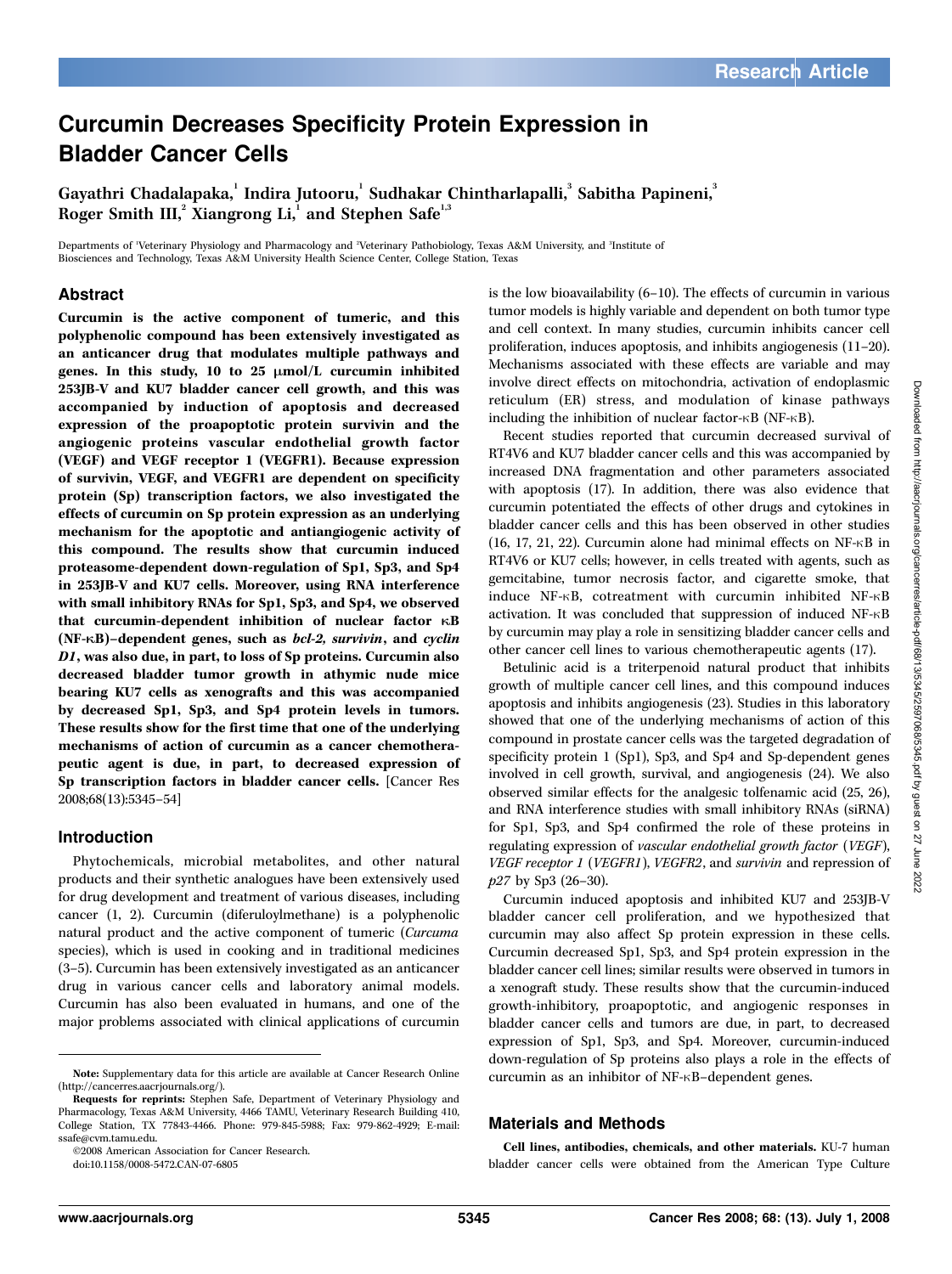# Curcumin Decreases Specificity Protein Expression in Bladder Cancer Cells

Gayathri Chadalapaka,[1] Indira Jutooru,[1] Sudhakar Chintharlapalli,[3] Sabitha Papineni,[3] Roger Smith III,[2] Xiangrong Li,[1] and Stephen Safe[1,3]

Departments of [1]Veterinary Physiology and Pharmacology and [2]Veterinary Pathobiology, Texas A&M University, and [3]Institute of Biosciences and Technology, Texas A&M University Health Science Center, College Station, Texas

## Abstract

**Curcumin is the active component of tumeric, and this polyphenolic compound has been extensively investigated as an anticancer drug that modulates multiple pathways and genes. In this study, 10 to 25 μmol/L curcumin inhibited 253JB-V and KU7 bladder cancer cell growth, and this was accompanied by induction of apoptosis and decreased expression of the proapoptotic protein survivin and the angiogenic proteins vascular endothelial growth factor (VEGF) and VEGF receptor 1 (VEGFR1). Because expression of survivin, VEGF, and VEGFR1 are dependent on specificity protein (Sp) transcription factors, we also investigated the effects of curcumin on Sp protein expression as an underlying mechanism for the apoptotic and antiangiogenic activity of this compound. The results show that curcumin induced proteasome-dependent down-regulation of Sp1, Sp3, and Sp4 in 253JB-V and KU7 cells. Moreover, using RNA interference with small inhibitory RNAs for Sp1, Sp3, and Sp4, we observed that curcumin-dependent inhibition of nuclear factor κB (NF-κB)–dependent genes, such as *bcl-2, survivin*, and *cyclin D1*, was also due, in part, to loss of Sp proteins. Curcumin also decreased bladder tumor growth in athymic nude mice bearing KU7 cells as xenografts and this was accompanied by decreased Sp1, Sp3, and Sp4 protein levels in tumors. These results show for the first time that one of the underlying mechanisms of action of curcumin as a cancer chemotherapeutic agent is due, in part, to decreased expression of Sp transcription factors in bladder cancer cells.** [Cancer Res 2008;68(13):5345–54]

## Introduction

Phytochemicals, microbial metabolites, and other natural products and their synthetic analogues have been extensively used for drug development and treatment of various diseases, including cancer (1, 2). Curcumin (diferuloylmethane) is a polyphenolic natural product and the active component of tumeric (*Curcuma* species), which is used in cooking and in traditional medicines (3–5). Curcumin has been extensively investigated as an anticancer drug in various cancer cells and laboratory animal models. Curcumin has also been evaluated in humans, and one of the major problems associated with clinical applications of curcumin is the low bioavailability (6–10). The effects of curcumin in various tumor models is highly variable and dependent on both tumor type and cell context. In many studies, curcumin inhibits cancer cell proliferation, induces apoptosis, and inhibits angiogenesis (11–20). Mechanisms associated with these effects are variable and may involve direct effects on mitochondria, activation of endoplasmic reticulum (ER) stress, and modulation of kinase pathways including the inhibition of nuclear factor-κB (NF-κB).

Recent studies reported that curcumin decreased survival of RT4V6 and KU7 bladder cancer cells and this was accompanied by increased DNA fragmentation and other parameters associated with apoptosis (17). In addition, there was also evidence that curcumin potentiated the effects of other drugs and cytokines in bladder cancer cells and this has been observed in other studies (16, 17, 21, 22). Curcumin alone had minimal effects on NF-κB in RT4V6 or KU7 cells; however, in cells treated with agents, such as gemcitabine, tumor necrosis factor, and cigarette smoke, that induce NF-κB, cotreatment with curcumin inhibited NF-κB activation. It was concluded that suppression of induced NF-κB by curcumin may play a role in sensitizing bladder cancer cells and other cancer cell lines to various chemotherapeutic agents (17).

Betulinic acid is a triterpenoid natural product that inhibits growth of multiple cancer cell lines, and this compound induces apoptosis and inhibits angiogenesis (23). Studies in this laboratory showed that one of the underlying mechanisms of action of this compound in prostate cancer cells was the targeted degradation of specificity protein 1 (Sp1), Sp3, and Sp4 and Sp-dependent genes involved in cell growth, survival, and angiogenesis (24). We also observed similar effects for the analgesic tolfenamic acid (25, 26), and RNA interference studies with small inhibitory RNAs (siRNA) for Sp1, Sp3, and Sp4 confirmed the role of these proteins in regulating expression of *vascular endothelial growth factor* (*VEGF*), *VEGF receptor 1* (*VEGFR1*), *VEGFR2*, and *survivin* and repression of *p27* by Sp3 (26–30).

Curcumin induced apoptosis and inhibited KU7 and 253JB-V bladder cancer cell proliferation, and we hypothesized that curcumin may also affect Sp protein expression in these cells. Curcumin decreased Sp1, Sp3, and Sp4 protein expression in the bladder cancer cell lines; similar results were observed in tumors in a xenograft study. These results show that the curcumin-induced growth-inhibitory, proapoptotic, and angiogenic responses in bladder cancer cells and tumors are due, in part, to decreased expression of Sp1, Sp3, and Sp4. Moreover, curcumin-induced down-regulation of Sp proteins also plays a role in the effects of curcumin as an inhibitor of NF-κB–dependent genes.

## Materials and Methods

**Cell lines, antibodies, chemicals, and other materials.** KU-7 human bladder cancer cells were obtained from the American Type Culture

---

**Note:** Supplementary data for this article are available at Cancer Research Online (http://cancerres.aacrjournals.org/).

**Requests for reprints:** Stephen Safe, Department of Veterinary Physiology and Pharmacology, Texas A&M University, 4466 TAMU, Veterinary Research Building 410, College Station, TX 77843-4466. Phone: 979-845-5988; Fax: 979-862-4929; E-mail: ssafe@cvm.tamu.edu.

©2008 American Association for Cancer Research.

doi:10.1158/0008-5472.CAN-07-6805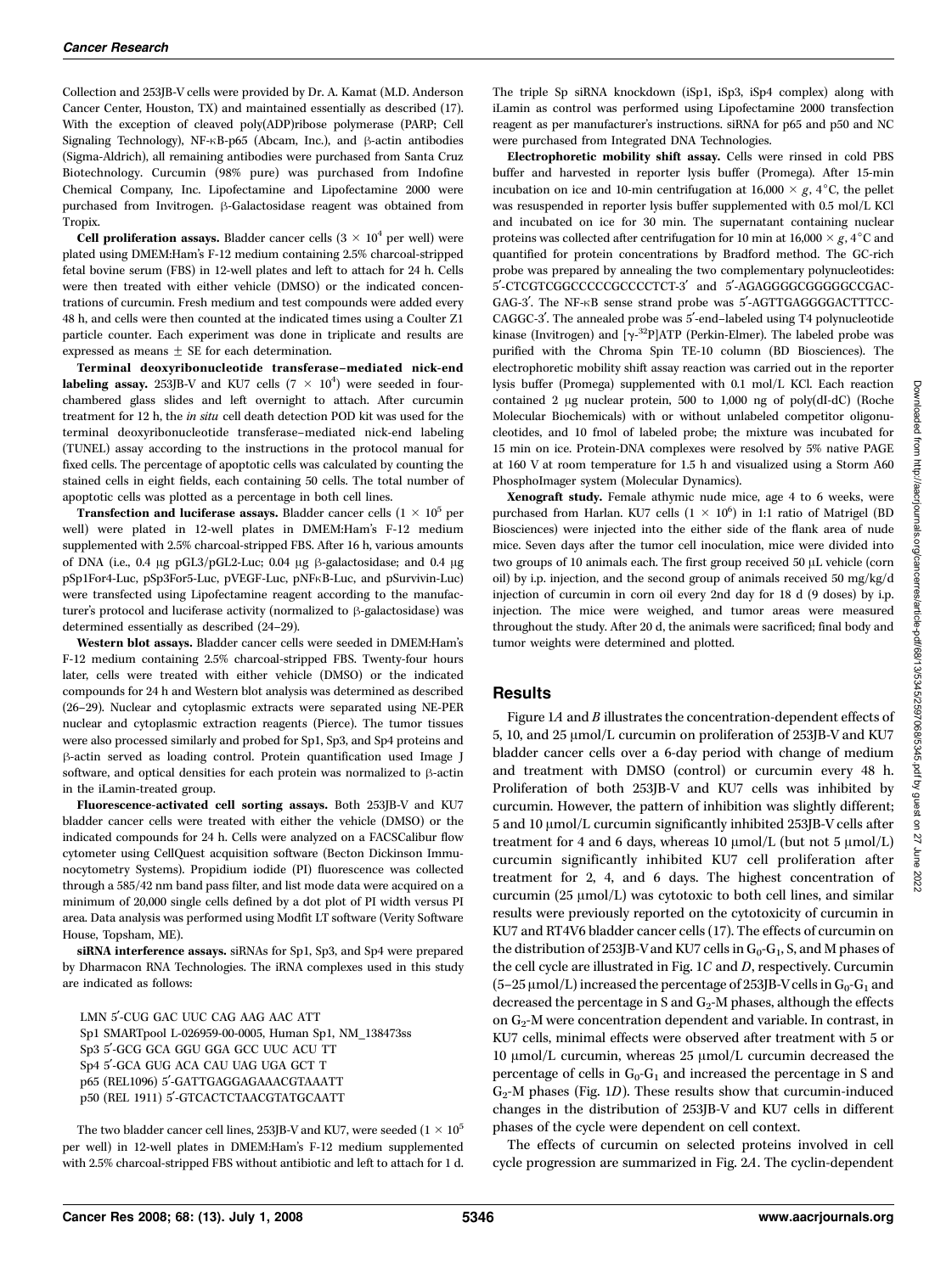Collection and 253JB-V cells were provided by Dr. A. Kamat (M.D. Anderson Cancer Center, Houston, TX) and maintained essentially as described (17). With the exception of cleaved poly(ADP)ribose polymerase (PARP; Cell Signaling Technology), NF-κB-p65 (Abcam, Inc.), and β-actin antibodies (Sigma-Aldrich), all remaining antibodies were purchased from Santa Cruz Biotechnology. Curcumin (98% pure) was purchased from Indofine Chemical Company, Inc. Lipofectamine and Lipofectamine 2000 were purchased from Invitrogen. β-Galactosidase reagent was obtained from Tropix.

**Cell proliferation assays.** Bladder cancer cells ($3 \times 10^4$ per well) were plated using DMEM:Ham's F-12 medium containing 2.5% charcoal-stripped fetal bovine serum (FBS) in 12-well plates and left to attach for 24 h. Cells were then treated with either vehicle (DMSO) or the indicated concentrations of curcumin. Fresh medium and test compounds were added every 48 h, and cells were then counted at the indicated times using a Coulter Z1 particle counter. Each experiment was done in triplicate and results are expressed as means ± SE for each determination.

**Terminal deoxyribonucleotide transferase–mediated nick-end labeling assay.** 253JB-V and KU7 cells ($7 \times 10^4$) were seeded in four-chambered glass slides and left overnight to attach. After curcumin treatment for 12 h, the *in situ* cell death detection POD kit was used for the terminal deoxyribonucleotide transferase–mediated nick-end labeling (TUNEL) assay according to the instructions in the protocol manual for fixed cells. The percentage of apoptotic cells was calculated by counting the stained cells in eight fields, each containing 50 cells. The total number of apoptotic cells was plotted as a percentage in both cell lines.

**Transfection and luciferase assays.** Bladder cancer cells ($1 \times 10^5$ per well) were plated in 12-well plates in DMEM:Ham's F-12 medium supplemented with 2.5% charcoal-stripped FBS. After 16 h, various amounts of DNA (i.e., 0.4 μg pGL3/pGL2-Luc; 0.04 μg β-galactosidase; and 0.4 μg pSp1For4-Luc, pSp3For5-Luc, pVEGF-Luc, pNFκB-Luc, and pSurvivin-Luc) were transfected using Lipofectamine reagent according to the manufacturer's protocol and luciferase activity (normalized to β-galactosidase) was determined essentially as described (24–29).

**Western blot assays.** Bladder cancer cells were seeded in DMEM:Ham's F-12 medium containing 2.5% charcoal-stripped FBS. Twenty-four hours later, cells were treated with either vehicle (DMSO) or the indicated compounds for 24 h and Western blot analysis was determined as described (26–29). Nuclear and cytoplasmic extracts were separated using NE-PER nuclear and cytoplasmic extraction reagents (Pierce). The tumor tissues were also processed similarly and probed for Sp1, Sp3, and Sp4 proteins and β-actin served as loading control. Protein quantification used Image J software, and optical densities for each protein was normalized to β-actin in the iLamin-treated group.

**Fluorescence-activated cell sorting assays.** Both 253JB-V and KU7 bladder cancer cells were treated with either the vehicle (DMSO) or the indicated compounds for 24 h. Cells were analyzed on a FACSCalibur flow cytometer using CellQuest acquisition software (Becton Dickinson Immunocytometry Systems). Propidium iodide (PI) fluorescence was collected through a 585/42 nm band pass filter, and list mode data were acquired on a minimum of 20,000 single cells defined by a dot plot of PI width versus PI area. Data analysis was performed using Modfit LT software (Verity Software House, Topsham, ME).

**siRNA interference assays.** siRNAs for Sp1, Sp3, and Sp4 were prepared by Dharmacon RNA Technologies. The iRNA complexes used in this study are indicated as follows:

LMN 5′-CUG GAC UUC CAG AAG AAC ATT
Sp1 SMARTpool L-026959-00-0005, Human Sp1, NM_138473ss
Sp3 5′-GCG GCA GGU GGA GCC UUC ACU TT
Sp4 5′-GCA GUG ACA CAU UAG UGA GCT T
p65 (REL1096) 5′-GATTGAGGAGAAACGTAAATT
p50 (REL 1911) 5′-GTCACTCTAACGTATGCAATT

The two bladder cancer cell lines, 253JB-V and KU7, were seeded ($1 \times 10^5$ per well) in 12-well plates in DMEM:Ham's F-12 medium supplemented with 2.5% charcoal-stripped FBS without antibiotic and left to attach for 1 d. The triple Sp siRNA knockdown (iSp1, iSp3, iSp4 complex) along with iLamin as control was performed using Lipofectamine 2000 transfection reagent as per manufacturer's instructions. siRNA for p65 and p50 and NC were purchased from Integrated DNA Technologies.

**Electrophoretic mobility shift assay.** Cells were rinsed in cold PBS buffer and harvested in reporter lysis buffer (Promega). After 15-min incubation on ice and 10-min centrifugation at 16,000 × *g*, 4°C, the pellet was resuspended in reporter lysis buffer supplemented with 0.5 mol/L KCl and incubated on ice for 30 min. The supernatant containing nuclear proteins was collected after centrifugation for 10 min at 16,000 × *g*, 4°C and quantified for protein concentrations by Bradford method. The GC-rich probe was prepared by annealing the two complementary polynucleotides: 5′-CTCGTCGGCCCCCGCCCCTCT-3′ and 5′-AGAGGGGCGGGGGCCGACGAG-3′. The NF-κB sense strand probe was 5′-AGTTGAGGGGACTTTCCCAGGC-3′. The annealed probe was 5′-end–labeled using T4 polynucleotide kinase (Invitrogen) and [γ-$^{32}$P]ATP (Perkin-Elmer). The labeled probe was purified with the Chroma Spin TE-10 column (BD Biosciences). The electrophoretic mobility shift assay reaction was carried out in the reporter lysis buffer (Promega) supplemented with 0.1 mol/L KCl. Each reaction contained 2 μg nuclear protein, 500 to 1,000 ng of poly(dI-dC) (Roche Molecular Biochemicals) with or without unlabeled competitor oligonucleotides, and 10 fmol of labeled probe; the mixture was incubated for 15 min on ice. Protein-DNA complexes were resolved by 5% native PAGE at 160 V at room temperature for 1.5 h and visualized using a Storm A60 PhosphoImager system (Molecular Dynamics).

**Xenograft study.** Female athymic nude mice, age 4 to 6 weeks, were purchased from Harlan. KU7 cells ($1 \times 10^6$) in 1:1 ratio of Matrigel (BD Biosciences) were injected into the either side of the flank area of nude mice. Seven days after the tumor cell inoculation, mice were divided into two groups of 10 animals each. The first group received 50 μL vehicle (corn oil) by i.p. injection, and the second group of animals received 50 mg/kg/d injection of curcumin in corn oil every 2nd day for 18 d (9 doses) by i.p. injection. The mice were weighed, and tumor areas were measured throughout the study. After 20 d, the animals were sacrificed; final body and tumor weights were determined and plotted.

## Results

Figure 1*A* and *B* illustrates the concentration-dependent effects of 5, 10, and 25 μmol/L curcumin on proliferation of 253JB-V and KU7 bladder cancer cells over a 6-day period with change of medium and treatment with DMSO (control) or curcumin every 48 h. Proliferation of both 253JB-V and KU7 cells was inhibited by curcumin. However, the pattern of inhibition was slightly different; 5 and 10 μmol/L curcumin significantly inhibited 253JB-V cells after treatment for 4 and 6 days, whereas 10 μmol/L (but not 5 μmol/L) curcumin significantly inhibited KU7 cell proliferation after treatment for 2, 4, and 6 days. The highest concentration of curcumin (25 μmol/L) was cytotoxic to both cell lines, and similar results were previously reported on the cytotoxicity of curcumin in KU7 and RT4V6 bladder cancer cells (17). The effects of curcumin on the distribution of 253JB-V and KU7 cells in $G_0$-$G_1$, S, and M phases of the cell cycle are illustrated in Fig. 1*C* and *D*, respectively. Curcumin (5–25 μmol/L) increased the percentage of 253JB-V cells in $G_0$-$G_1$ and decreased the percentage in S and $G_2$-M phases, although the effects on $G_2$-M were concentration dependent and variable. In contrast, in KU7 cells, minimal effects were observed after treatment with 5 or 10 μmol/L curcumin, whereas 25 μmol/L curcumin decreased the percentage of cells in $G_0$-$G_1$ and increased the percentage in S and $G_2$-M phases (Fig. 1*D*). These results show that curcumin-induced changes in the distribution of 253JB-V and KU7 cells in different phases of the cycle were dependent on cell context.

The effects of curcumin on selected proteins involved in cell cycle progression are summarized in Fig. 2*A*. The cyclin-dependent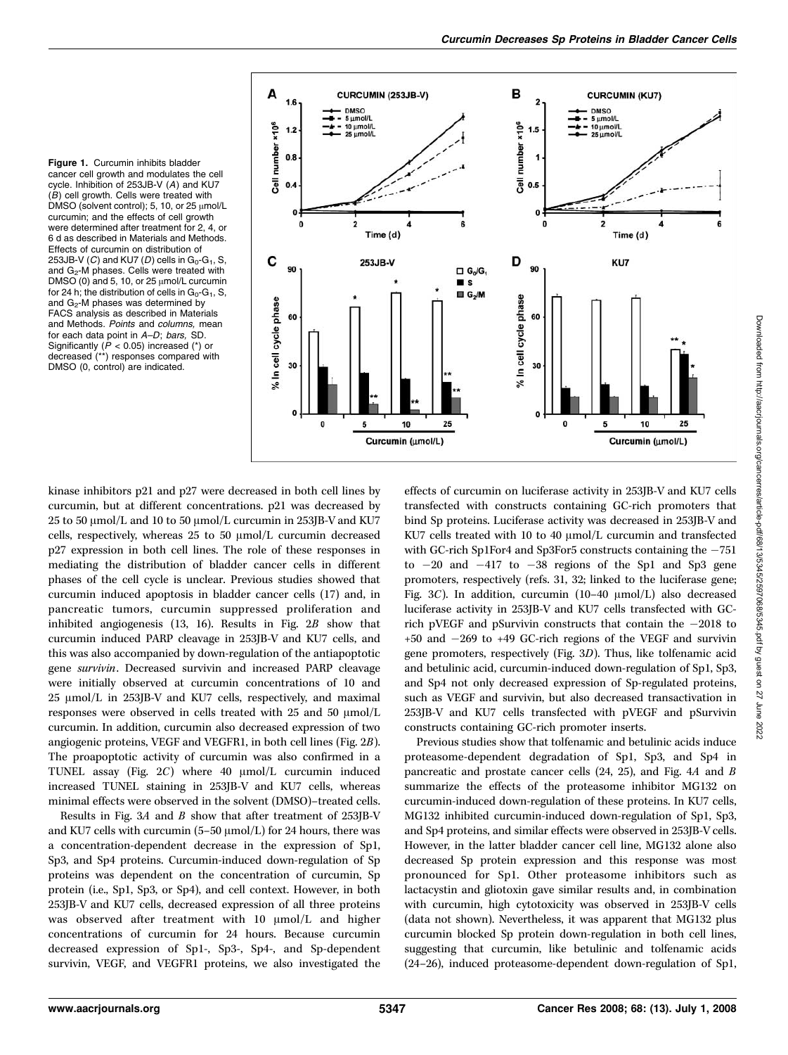**Figure 1.** Curcumin inhibits bladder cancer cell growth and modulates the cell cycle. Inhibition of 253JB-V (*A*) and KU7 (*B*) cell growth. Cells were treated with DMSO (solvent control); 5, 10, or 25 μmol/L curcumin; and the effects of cell growth were determined after treatment for 2, 4, or 6 d as described in Materials and Methods. Effects of curcumin on distribution of 253JB-V (*C*) and KU7 (*D*) cells in $G_0$-$G_1$, S, and $G_2$-M phases. Cells were treated with DMSO (0) and 5, 10, or 25 μmol/L curcumin for 24 h; the distribution of cells in $G_0$-$G_1$, S, and $G_2$-M phases was determined by FACS analysis as described in Materials and Methods. *Points* and *columns,* mean for each data point in *A–D*; *bars,* SD. Significantly ($P < 0.05$) increased (*) or decreased (**) responses compared with DMSO (0, control) are indicated.

kinase inhibitors p21 and p27 were decreased in both cell lines by curcumin, but at different concentrations. p21 was decreased by 25 to 50 μmol/L and 10 to 50 μmol/L curcumin in 253JB-V and KU7 cells, respectively, whereas 25 to 50 μmol/L curcumin decreased p27 expression in both cell lines. The role of these responses in mediating the distribution of bladder cancer cells in different phases of the cell cycle is unclear. Previous studies showed that curcumin induced apoptosis in bladder cancer cells (17) and, in pancreatic tumors, curcumin suppressed proliferation and inhibited angiogenesis (13, 16). Results in Fig. 2*B* show that curcumin induced PARP cleavage in 253JB-V and KU7 cells, and this was also accompanied by down-regulation of the antiapoptotic gene *survivin*. Decreased survivin and increased PARP cleavage were initially observed at curcumin concentrations of 10 and 25 μmol/L in 253JB-V and KU7 cells, respectively, and maximal responses were observed in cells treated with 25 and 50 μmol/L curcumin. In addition, curcumin also decreased expression of two angiogenic proteins, VEGF and VEGFR1, in both cell lines (Fig. 2*B*). The proapoptotic activity of curcumin was also confirmed in a TUNEL assay (Fig. 2*C*) where 40 μmol/L curcumin induced increased TUNEL staining in 253JB-V and KU7 cells, whereas minimal effects were observed in the solvent (DMSO)–treated cells.

Results in Fig. 3*A* and *B* show that after treatment of 253JB-V and KU7 cells with curcumin (5–50 μmol/L) for 24 hours, there was a concentration-dependent decrease in the expression of Sp1, Sp3, and Sp4 proteins. Curcumin-induced down-regulation of Sp proteins was dependent on the concentration of curcumin, Sp protein (i.e., Sp1, Sp3, or Sp4), and cell context. However, in both 253JB-V and KU7 cells, decreased expression of all three proteins was observed after treatment with 10 μmol/L and higher concentrations of curcumin for 24 hours. Because curcumin decreased expression of Sp1-, Sp3-, Sp4-, and Sp-dependent survivin, VEGF, and VEGFR1 proteins, we also investigated the effects of curcumin on luciferase activity in 253JB-V and KU7 cells transfected with constructs containing GC-rich promoters that bind Sp proteins. Luciferase activity was decreased in 253JB-V and KU7 cells treated with 10 to 40 μmol/L curcumin and transfected with GC-rich Sp1For4 and Sp3For5 constructs containing the −751 to −20 and −417 to −38 regions of the Sp1 and Sp3 gene promoters, respectively (refs. 31, 32; linked to the luciferase gene; Fig. 3*C*). In addition, curcumin (10–40 μmol/L) also decreased luciferase activity in 253JB-V and KU7 cells transfected with GC-rich pVEGF and pSurvivin constructs that contain the −2018 to +50 and −269 to +49 GC-rich regions of the VEGF and survivin gene promoters, respectively (Fig. 3*D*). Thus, like tolfenamic acid and betulinic acid, curcumin-induced down-regulation of Sp1, Sp3, and Sp4 not only decreased expression of Sp-regulated proteins, such as VEGF and survivin, but also decreased transactivation in 253JB-V and KU7 cells transfected with pVEGF and pSurvivin constructs containing GC-rich promoter inserts.

Previous studies show that tolfenamic and betulinic acids induce proteasome-dependent degradation of Sp1, Sp3, and Sp4 in pancreatic and prostate cancer cells (24, 25), and Fig. 4*A* and *B* summarize the effects of the proteasome inhibitor MG132 on curcumin-induced down-regulation of these proteins. In KU7 cells, MG132 inhibited curcumin-induced down-regulation of Sp1, Sp3, and Sp4 proteins, and similar effects were observed in 253JB-V cells. However, in the latter bladder cancer cell line, MG132 alone also decreased Sp protein expression and this response was most pronounced for Sp1. Other proteasome inhibitors such as lactacystin and gliotoxin gave similar results and, in combination with curcumin, high cytotoxicity was observed in 253JB-V cells (data not shown). Nevertheless, it was apparent that MG132 plus curcumin blocked Sp protein down-regulation in both cell lines, suggesting that curcumin, like betulinic and tolfenamic acids (24–26), induced proteasome-dependent down-regulation of Sp1,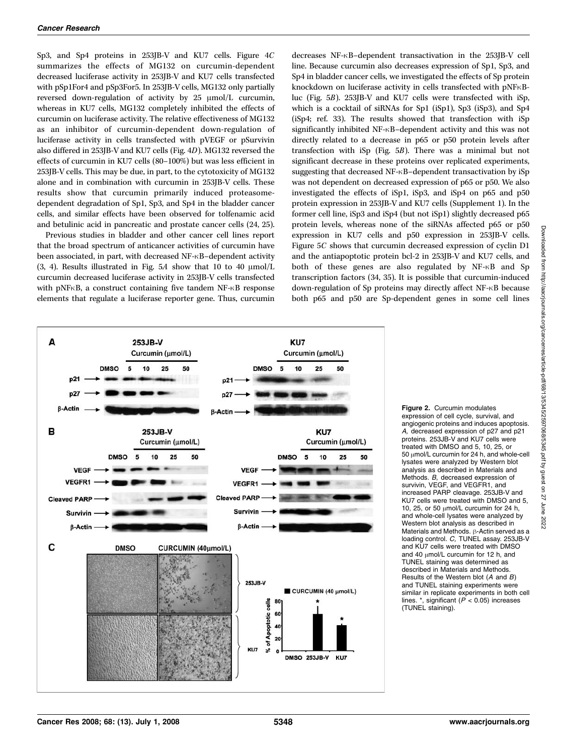Sp3, and Sp4 proteins in 253JB-V and KU7 cells. Figure 4*C* summarizes the effects of MG132 on curcumin-dependent decreased luciferase activity in 253JB-V and KU7 cells transfected with pSp1For4 and pSp3For5. In 253JB-V cells, MG132 only partially reversed down-regulation of activity by 25 μmol/L curcumin, whereas in KU7 cells, MG132 completely inhibited the effects of curcumin on luciferase activity. The relative effectiveness of MG132 as an inhibitor of curcumin-dependent down-regulation of luciferase activity in cells transfected with pVEGF or pSurvivin also differed in 253JB-V and KU7 cells (Fig. 4*D*). MG132 reversed the effects of curcumin in KU7 cells (80–100%) but was less efficient in 253JB-V cells. This may be due, in part, to the cytotoxicity of MG132 alone and in combination with curcumin in 253JB-V cells. These results show that curcumin primarily induced proteasome-dependent degradation of Sp1, Sp3, and Sp4 in the bladder cancer cells, and similar effects have been observed for tolfenamic acid and betulinic acid in pancreatic and prostate cancer cells (24, 25).

Previous studies in bladder and other cancer cell lines report that the broad spectrum of anticancer activities of curcumin have been associated, in part, with decreased NF-κB–dependent activity (3, 4). Results illustrated in Fig. 5*A* show that 10 to 40 μmol/L curcumin decreased luciferase activity in 253JB-V cells transfected with pNFκB, a construct containing five tandem NF-κB response elements that regulate a luciferase reporter gene. Thus, curcumin decreases NF-κB–dependent transactivation in the 253JB-V cell line. Because curcumin also decreases expression of Sp1, Sp3, and Sp4 in bladder cancer cells, we investigated the effects of Sp protein knockdown on luciferase activity in cells transfected with pNFκB-luc (Fig. 5*B*). 253JB-V and KU7 cells were transfected with iSp, which is a cocktail of siRNAs for Sp1 (iSp1), Sp3 (iSp3), and Sp4 (iSp4; ref. 33). The results showed that transfection with iSp significantly inhibited NF-κB–dependent activity and this was not directly related to a decrease in p65 or p50 protein levels after transfection with iSp (Fig. 5*B*). There was a minimal but not significant decrease in these proteins over replicated experiments, suggesting that decreased NF-κB–dependent transactivation by iSp was not dependent on decreased expression of p65 or p50. We also investigated the effects of iSp1, iSp3, and iSp4 on p65 and p50 protein expression in 253JB-V and KU7 cells (Supplement 1). In the former cell line, iSp3 and iSp4 (but not iSp1) slightly decreased p65 protein levels, whereas none of the siRNAs affected p65 or p50 expression in KU7 cells and p50 expression in 253JB-V cells. Figure 5*C* shows that curcumin decreased expression of cyclin D1 and the antiapoptotic protein bcl-2 in 253JB-V and KU7 cells, and both of these genes are also regulated by NF-κB and Sp transcription factors (34, 35). It is possible that curcumin-induced down-regulation of Sp proteins may directly affect NF-κB because both p65 and p50 are Sp-dependent genes in some cell lines

**Figure 2.** Curcumin modulates expression of cell cycle, survival, and angiogenic proteins and induces apoptosis. *A*, decreased expression of p27 and p21 proteins. 253JB-V and KU7 cells were treated with DMSO and 5, 10, 25, or 50 μmol/L curcumin for 24 h, and whole-cell lysates were analyzed by Western blot analysis as described in Materials and Methods. *B*, decreased expression of survivin, VEGF, and VEGFR1, and increased PARP cleavage. 253JB-V and KU7 cells were treated with DMSO and 5, 10, 25, or 50 μmol/L curcumin for 24 h, and whole-cell lysates were analyzed by Western blot analysis as described in Materials and Methods. β-Actin served as a loading control. *C*, TUNEL assay. 253JB-V and KU7 cells were treated with DMSO and 40 μmol/L curcumin for 12 h, and TUNEL staining was determined as described in Materials and Methods. Results of the Western blot (*A* and *B*) and TUNEL staining experiments were similar in replicate experiments in both cell lines. *, significant ($P < 0.05$) increases (TUNEL staining).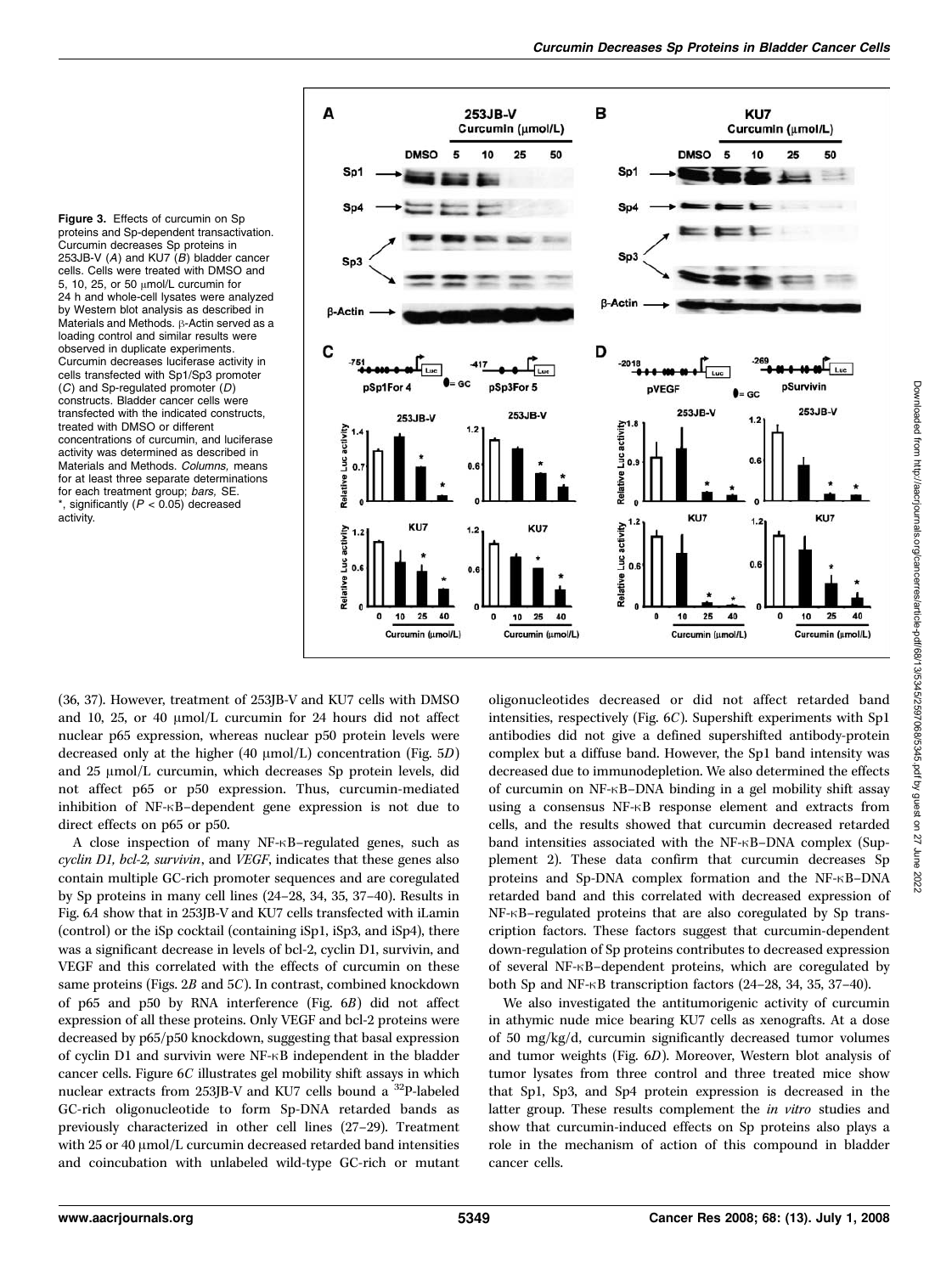**Figure 3.** Effects of curcumin on Sp proteins and Sp-dependent transactivation. Curcumin decreases Sp proteins in 253JB-V (*A*) and KU7 (*B*) bladder cancer cells. Cells were treated with DMSO and 5, 10, 25, or 50 μmol/L curcumin for 24 h and whole-cell lysates were analyzed by Western blot analysis as described in Materials and Methods. β-Actin served as a loading control and similar results were observed in duplicate experiments. Curcumin decreases luciferase activity in cells transfected with Sp1/Sp3 promoter (*C*) and Sp-regulated promoter (*D*) constructs. Bladder cancer cells were transfected with the indicated constructs, treated with DMSO or different concentrations of curcumin, and luciferase activity was determined as described in Materials and Methods. *Columns,* means for at least three separate determinations for each treatment group; *bars,* SE. *, significantly ($P < 0.05$) decreased activity.

(36, 37). However, treatment of 253JB-V and KU7 cells with DMSO and 10, 25, or 40 μmol/L curcumin for 24 hours did not affect nuclear p65 expression, whereas nuclear p50 protein levels were decreased only at the higher (40 μmol/L) concentration (Fig. 5*D*) and 25 μmol/L curcumin, which decreases Sp protein levels, did not affect p65 or p50 expression. Thus, curcumin-mediated inhibition of NF-κB–dependent gene expression is not due to direct effects on p65 or p50.

A close inspection of many NF-κB–regulated genes, such as *cyclin D1, bcl-2, survivin*, and *VEGF*, indicates that these genes also contain multiple GC-rich promoter sequences and are coregulated by Sp proteins in many cell lines (24–28, 34, 35, 37–40). Results in Fig. 6*A* show that in 253JB-V and KU7 cells transfected with iLamin (control) or the iSp cocktail (containing iSp1, iSp3, and iSp4), there was a significant decrease in levels of bcl-2, cyclin D1, survivin, and VEGF and this correlated with the effects of curcumin on these same proteins (Figs. 2*B* and 5*C*). In contrast, combined knockdown of p65 and p50 by RNA interference (Fig. 6*B*) did not affect expression of all these proteins. Only VEGF and bcl-2 proteins were decreased by p65/p50 knockdown, suggesting that basal expression of cyclin D1 and survivin were NF-κB independent in the bladder cancer cells. Figure 6*C* illustrates gel mobility shift assays in which nuclear extracts from 253JB-V and KU7 cells bound a $^{32}$P-labeled GC-rich oligonucleotide to form Sp-DNA retarded bands as previously characterized in other cell lines (27–29). Treatment with 25 or 40 μmol/L curcumin decreased retarded band intensities and coincubation with unlabeled wild-type GC-rich or mutant oligonucleotides decreased or did not affect retarded band intensities, respectively (Fig. 6*C*). Supershift experiments with Sp1 antibodies did not give a defined supershifted antibody-protein complex but a diffuse band. However, the Sp1 band intensity was decreased due to immunodepletion. We also determined the effects of curcumin on NF-κB–DNA binding in a gel mobility shift assay using a consensus NF-κB response element and extracts from cells, and the results showed that curcumin decreased retarded band intensities associated with the NF-κB–DNA complex (Supplement 2). These data confirm that curcumin decreases Sp proteins and Sp-DNA complex formation and the NF-κB–DNA retarded band and this correlated with decreased expression of NF-κB–regulated proteins that are also coregulated by Sp transcription factors. These factors suggest that curcumin-dependent down-regulation of Sp proteins contributes to decreased expression of several NF-κB–dependent proteins, which are coregulated by both Sp and NF-κB transcription factors (24–28, 34, 35, 37–40).

We also investigated the antitumorigenic activity of curcumin in athymic nude mice bearing KU7 cells as xenografts. At a dose of 50 mg/kg/d, curcumin significantly decreased tumor volumes and tumor weights (Fig. 6*D*). Moreover, Western blot analysis of tumor lysates from three control and three treated mice show that Sp1, Sp3, and Sp4 protein expression is decreased in the latter group. These results complement the *in vitro* studies and show that curcumin-induced effects on Sp proteins also plays a role in the mechanism of action of this compound in bladder cancer cells.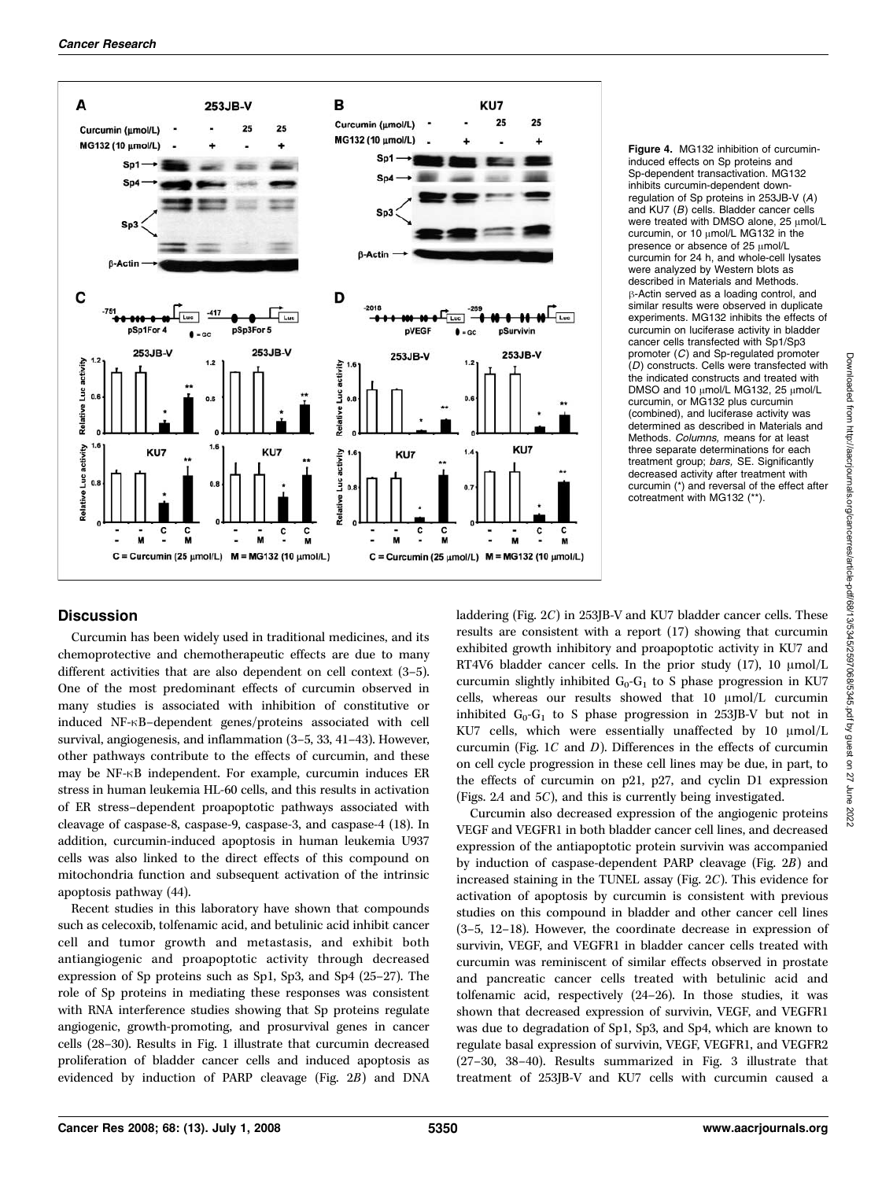**Figure 4.** MG132 inhibition of curcumin-induced effects on Sp proteins and Sp-dependent transactivation. MG132 inhibits curcumin-dependent down-regulation of Sp proteins in 253JB-V (*A*) and KU7 (*B*) cells. Bladder cancer cells were treated with DMSO alone, 25 μmol/L curcumin, or 10 μmol/L MG132 in the presence or absence of 25 μmol/L curcumin for 24 h, and whole-cell lysates were analyzed by Western blots as described in Materials and Methods. β-Actin served as a loading control, and similar results were observed in duplicate experiments. MG132 inhibits the effects of curcumin on luciferase activity in bladder cancer cells transfected with Sp1/Sp3 promoter (*C*) and Sp-regulated promoter (*D*) constructs. Cells were transfected with the indicated constructs and treated with DMSO and 10 μmol/L MG132, 25 μmol/L curcumin, or MG132 plus curcumin (combined), and luciferase activity was determined as described in Materials and Methods. *Columns,* means for at least three separate determinations for each treatment group; *bars,* SE. Significantly decreased activity after treatment with curcumin (*) and reversal of the effect after cotreatment with MG132 (**).

## Discussion

Curcumin has been widely used in traditional medicines, and its chemoprotective and chemotherapeutic effects are due to many different activities that are also dependent on cell context (3–5). One of the most predominant effects of curcumin observed in many studies is associated with inhibition of constitutive or induced NF-κB–dependent genes/proteins associated with cell survival, angiogenesis, and inflammation (3–5, 33, 41–43). However, other pathways contribute to the effects of curcumin, and these may be NF-κB independent. For example, curcumin induces ER stress in human leukemia HL-60 cells, and this results in activation of ER stress–dependent proapoptotic pathways associated with cleavage of caspase-8, caspase-9, caspase-3, and caspase-4 (18). In addition, curcumin-induced apoptosis in human leukemia U937 cells was also linked to the direct effects of this compound on mitochondria function and subsequent activation of the intrinsic apoptosis pathway (44).

Recent studies in this laboratory have shown that compounds such as celecoxib, tolfenamic acid, and betulinic acid inhibit cancer cell and tumor growth and metastasis, and exhibit both antiangiogenic and proapoptotic activity through decreased expression of Sp proteins such as Sp1, Sp3, and Sp4 (25–27). The role of Sp proteins in mediating these responses was consistent with RNA interference studies showing that Sp proteins regulate angiogenic, growth-promoting, and prosurvival genes in cancer cells (28–30). Results in Fig. 1 illustrate that curcumin decreased proliferation of bladder cancer cells and induced apoptosis as evidenced by induction of PARP cleavage (Fig. 2*B*) and DNA laddering (Fig. 2*C*) in 253JB-V and KU7 bladder cancer cells. These results are consistent with a report (17) showing that curcumin exhibited growth inhibitory and proapoptotic activity in KU7 and RT4V6 bladder cancer cells. In the prior study (17), 10 μmol/L curcumin slightly inhibited $G_0$-$G_1$ to S phase progression in KU7 cells, whereas our results showed that 10 μmol/L curcumin inhibited $G_0$-$G_1$ to S phase progression in 253JB-V but not in KU7 cells, which were essentially unaffected by 10 μmol/L curcumin (Fig. 1*C* and *D*). Differences in the effects of curcumin on cell cycle progression in these cell lines may be due, in part, to the effects of curcumin on p21, p27, and cyclin D1 expression (Figs. 2*A* and 5*C*), and this is currently being investigated.

Curcumin also decreased expression of the angiogenic proteins VEGF and VEGFR1 in both bladder cancer cell lines, and decreased expression of the antiapoptotic protein survivin was accompanied by induction of caspase-dependent PARP cleavage (Fig. 2*B*) and increased staining in the TUNEL assay (Fig. 2*C*). This evidence for activation of apoptosis by curcumin is consistent with previous studies on this compound in bladder and other cancer cell lines (3–5, 12–18). However, the coordinate decrease in expression of survivin, VEGF, and VEGFR1 in bladder cancer cells treated with curcumin was reminiscent of similar effects observed in prostate and pancreatic cancer cells treated with betulinic acid and tolfenamic acid, respectively (24–26). In those studies, it was shown that decreased expression of survivin, VEGF, and VEGFR1 was due to degradation of Sp1, Sp3, and Sp4, which are known to regulate basal expression of survivin, VEGF, VEGFR1, and VEGFR2 (27–30, 38–40). Results summarized in Fig. 3 illustrate that treatment of 253JB-V and KU7 cells with curcumin caused a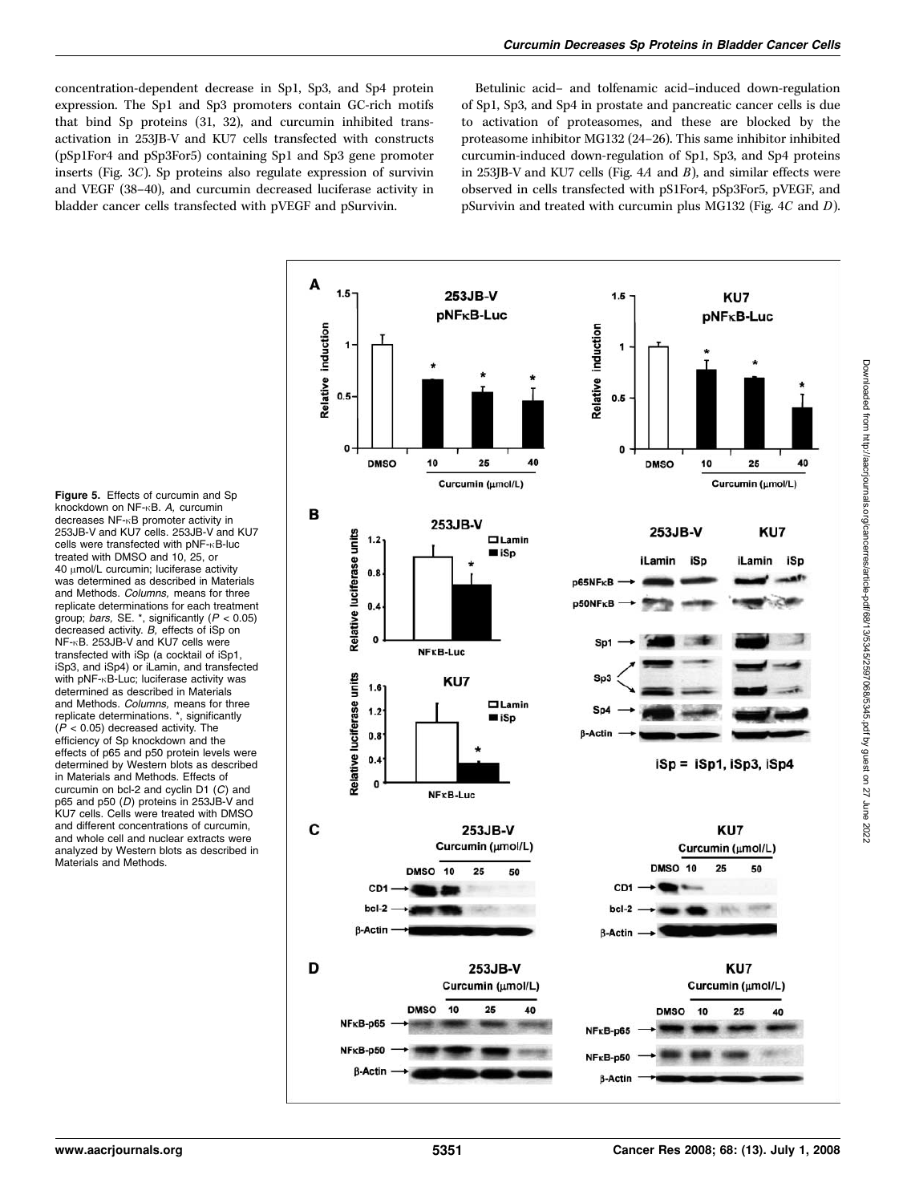concentration-dependent decrease in Sp1, Sp3, and Sp4 protein expression. The Sp1 and Sp3 promoters contain GC-rich motifs that bind Sp proteins (31, 32), and curcumin inhibited transactivation in 253JB-V and KU7 cells transfected with constructs (pSp1For4 and pSp3For5) containing Sp1 and Sp3 gene promoter inserts (Fig. 3*C*). Sp proteins also regulate expression of survivin and VEGF (38–40), and curcumin decreased luciferase activity in bladder cancer cells transfected with pVEGF and pSurvivin.

Betulinic acid– and tolfenamic acid–induced down-regulation of Sp1, Sp3, and Sp4 in prostate and pancreatic cancer cells is due to activation of proteasomes, and these are blocked by the proteasome inhibitor MG132 (24–26). This same inhibitor inhibited curcumin-induced down-regulation of Sp1, Sp3, and Sp4 proteins in 253JB-V and KU7 cells (Fig. 4*A* and *B*), and similar effects were observed in cells transfected with pS1For4, pSp3For5, pVEGF, and pSurvivin and treated with curcumin plus MG132 (Fig. 4*C* and *D*).

**Figure 5.** Effects of curcumin and Sp knockdown on NF-κB. *A,* curcumin decreases NF-κB promoter activity in 253JB-V and KU7 cells. 253JB-V and KU7 cells were transfected with pNF-κB-luc treated with DMSO and 10, 25, or 40 μmol/L curcumin; luciferase activity was determined as described in Materials and Methods. *Columns,* means for three replicate determinations for each treatment group; *bars,* SE. *, significantly ($P < 0.05$) decreased activity. *B,* effects of iSp on NF-κB. 253JB-V and KU7 cells were transfected with iSp (a cocktail of iSp1, iSp3, and iSp4) or iLamin, and transfected with pNF-κB-Luc; luciferase activity was determined as described in Materials and Methods. *Columns,* means for three replicate determinations. *, significantly ($P < 0.05$) decreased activity. The efficiency of Sp knockdown and the effects of p65 and p50 protein levels were determined by Western blots as described in Materials and Methods. Effects of curcumin on bcl-2 and cyclin D1 (*C*) and p65 and p50 (*D*) proteins in 253JB-V and KU7 cells. Cells were treated with DMSO and different concentrations of curcumin, and whole cell and nuclear extracts were analyzed by Western blots as described in Materials and Methods.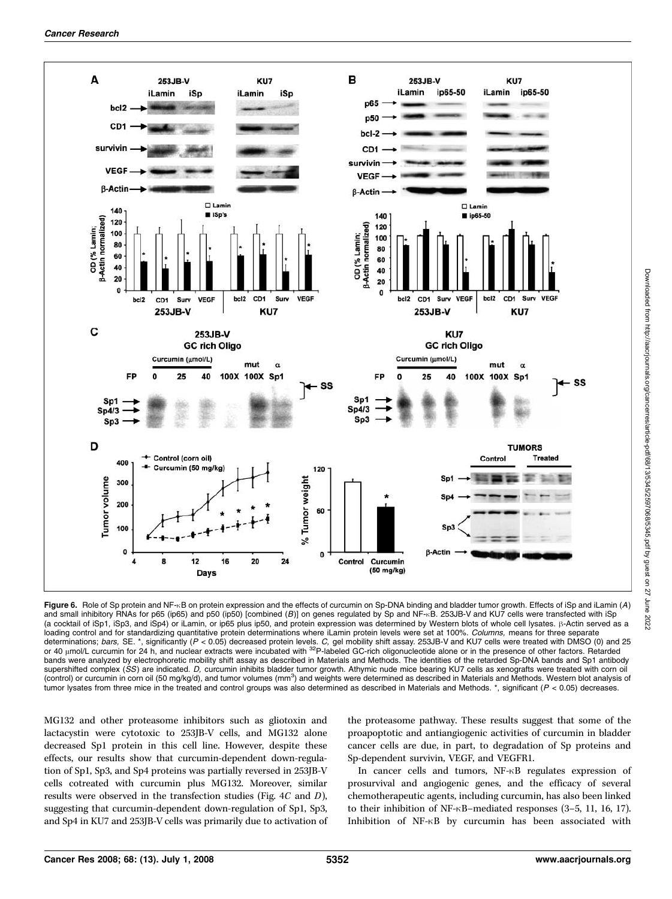**Figure 6.** Role of Sp protein and NF-κB on protein expression and the effects of curcumin on Sp-DNA binding and bladder tumor growth. Effects of iSp and iLamin (*A*) and small inhibitory RNAs for p65 (ip65) and p50 (ip50) [combined (*B*)] on genes regulated by Sp and NF-κB. 253JB-V and KU7 cells were transfected with iSp (a cocktail of iSp1, iSp3, and iSp4) or iLamin, or ip65 plus ip50, and protein expression was determined by Western blots of whole cell lysates. β-Actin served as a loading control and for standardizing quantitative protein determinations where iLamin protein levels were set at 100%. *Columns,* means for three separate determinations; *bars,* SE. *, significantly ($P < 0.05$) decreased protein levels. *C,* gel mobility shift assay. 253JB-V and KU7 cells were treated with DMSO (0) and 25 or 40 μmol/L curcumin for 24 h, and nuclear extracts were incubated with $^{32}$P-labeled GC-rich oligonucleotide alone or in the presence of other factors. Retarded bands were analyzed by electrophoretic mobility shift assay as described in Materials and Methods. The identities of the retarded Sp-DNA bands and Sp1 antibody supershifted complex (*SS*) are indicated. *D,* curcumin inhibits bladder tumor growth. Athymic nude mice bearing KU7 cells as xenografts were treated with corn oil (control) or curcumin in corn oil (50 mg/kg/d), and tumor volumes (mm$^3$) and weights were determined as described in Materials and Methods. Western blot analysis of tumor lysates from three mice in the treated and control groups was also determined as described in Materials and Methods. *, significant ($P < 0.05$) decreases.

MG132 and other proteasome inhibitors such as gliotoxin and lactacystin were cytotoxic to 253JB-V cells, and MG132 alone decreased Sp1 protein in this cell line. However, despite these effects, our results show that curcumin-dependent down-regulation of Sp1, Sp3, and Sp4 proteins was partially reversed in 253JB-V cells cotreated with curcumin plus MG132. Moreover, similar results were observed in the transfection studies (Fig. 4*C* and *D*), suggesting that curcumin-dependent down-regulation of Sp1, Sp3, and Sp4 in KU7 and 253JB-V cells was primarily due to activation of the proteasome pathway. These results suggest that some of the proapoptotic and antiangiogenic activities of curcumin in bladder cancer cells are due, in part, to degradation of Sp proteins and Sp-dependent survivin, VEGF, and VEGFR1.

In cancer cells and tumors, NF-κB regulates expression of prosurvival and angiogenic genes, and the efficacy of several chemotherapeutic agents, including curcumin, has also been linked to their inhibition of NF-κB–mediated responses (3–5, 11, 16, 17). Inhibition of NF-κB by curcumin has been associated with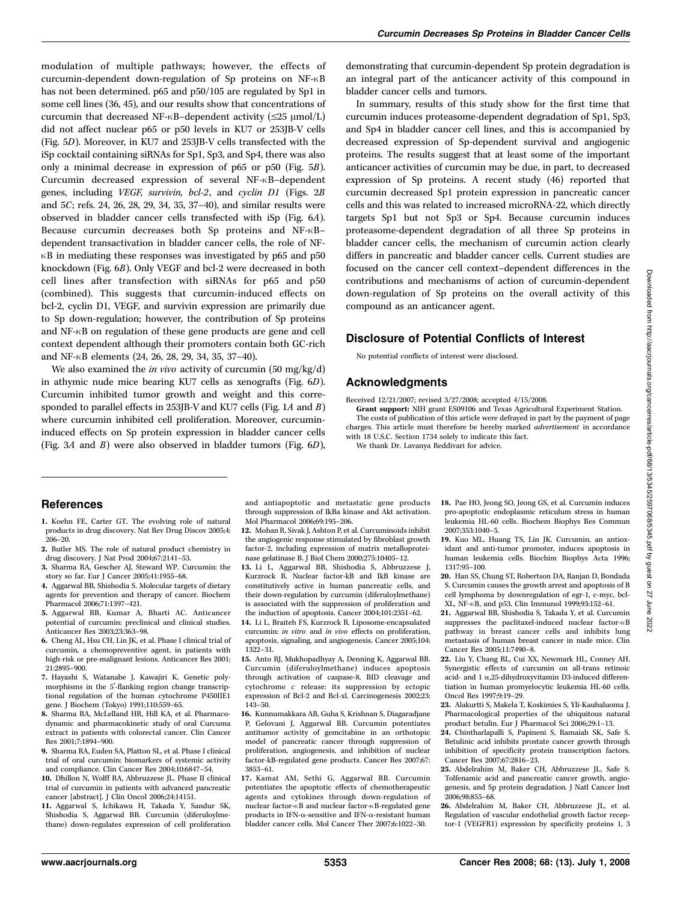modulation of multiple pathways; however, the effects of curcumin-dependent down-regulation of Sp proteins on NF-κB has not been determined. p65 and p50/105 are regulated by Sp1 in some cell lines (36, 45), and our results show that concentrations of curcumin that decreased NF-κB–dependent activity (≤25 μmol/L) did not affect nuclear p65 or p50 levels in KU7 or 253JB-V cells (Fig. 5*D*). Moreover, in KU7 and 253JB-V cells transfected with the iSp cocktail containing siRNAs for Sp1, Sp3, and Sp4, there was also only a minimal decrease in expression of p65 or p50 (Fig. 5*B*). Curcumin decreased expression of several NF-κB–dependent genes, including *VEGF, survivin, bcl-2*, and *cyclin D1* (Figs. 2*B* and 5*C*; refs. 24, 26, 28, 29, 34, 35, 37–40), and similar results were observed in bladder cancer cells transfected with iSp (Fig. 6*A*). Because curcumin decreases both Sp proteins and NF-κB–dependent transactivation in bladder cancer cells, the role of NF-κB in mediating these responses was investigated by p65 and p50 knockdown (Fig. 6*B*). Only VEGF and bcl-2 were decreased in both cell lines after transfection with siRNAs for p65 and p50 (combined). This suggests that curcumin-induced effects on bcl-2, cyclin D1, VEGF, and survivin expression are primarily due to Sp down-regulation; however, the contribution of Sp proteins and NF-κB on regulation of these gene products are gene and cell context dependent although their promoters contain both GC-rich and NF-κB elements (24, 26, 28, 29, 34, 35, 37–40).

We also examined the *in vivo* activity of curcumin (50 mg/kg/d) in athymic nude mice bearing KU7 cells as xenografts (Fig. 6*D*). Curcumin inhibited tumor growth and weight and this corresponded to parallel effects in 253JB-V and KU7 cells (Fig. 1*A* and *B*) where curcumin inhibited cell proliferation. Moreover, curcumin-induced effects on Sp protein expression in bladder cancer cells (Fig. 3*A* and *B*) were also observed in bladder tumors (Fig. 6*D*), demonstrating that curcumin-dependent Sp protein degradation is an integral part of the anticancer activity of this compound in bladder cancer cells and tumors.

In summary, results of this study show for the first time that curcumin induces proteasome-dependent degradation of Sp1, Sp3, and Sp4 in bladder cancer cell lines, and this is accompanied by decreased expression of Sp-dependent survival and angiogenic proteins. The results suggest that at least some of the important anticancer activities of curcumin may be due, in part, to decreased expression of Sp proteins. A recent study (46) reported that curcumin decreased Sp1 protein expression in pancreatic cancer cells and this was related to increased microRNA-22, which directly targets Sp1 but not Sp3 or Sp4. Because curcumin induces proteasome-dependent degradation of all three Sp proteins in bladder cancer cells, the mechanism of curcumin action clearly differs in pancreatic and bladder cancer cells. Current studies are focused on the cancer cell context–dependent differences in the contributions and mechanisms of action of curcumin-dependent down-regulation of Sp proteins on the overall activity of this compound as an anticancer agent.

## Disclosure of Potential Conflicts of Interest

No potential conflicts of interest were disclosed.

## Acknowledgments

Received 12/21/2007; revised 3/27/2008; accepted 4/15/2008.

**Grant support:** NIH grant ES09106 and Texas Agricultural Experiment Station.

The costs of publication of this article were defrayed in part by the payment of page charges. This article must therefore be hereby marked *advertisement* in accordance with 18 U.S.C. Section 1734 solely to indicate this fact.

We thank Dr. Lavanya Reddivari for advice.

## References

1. Koehn FE, Carter GT. The evolving role of natural products in drug discovery. Nat Rev Drug Discov 2005;4:206–20.
2. Butler MS. The role of natural product chemistry in drug discovery. J Nat Prod 2004;67:2141–53.
3. Sharma RA, Gescher AJ, Steward WP. Curcumin: the story so far. Eur J Cancer 2005;41:1955–68.
4. Aggarwal BB, Shishodia S. Molecular targets of dietary agents for prevention and therapy of cancer. Biochem Pharmacol 2006;71:1397–421.
5. Aggarwal BB, Kumar A, Bharti AC. Anticancer potential of curcumin: preclinical and clinical studies. Anticancer Res 2003;23:363–98.
6. Cheng AL, Hsu CH, Lin JK, et al. Phase I clinical trial of curcumin, a chemopreventive agent, in patients with high-risk or pre-malignant lesions. Anticancer Res 2001;21:2895–900.
7. Hayashi S, Watanabe J, Kawajiri K. Genetic polymorphisms in the 5′-flanking region change transcriptional regulation of the human cytochrome P450IIE1 gene. J Biochem (Tokyo) 1991;110:559–65.
8. Sharma RA, McLelland HR, Hill KA, et al. Pharmacodynamic and pharmacokinetic study of oral Curcuma extract in patients with colorectal cancer. Clin Cancer Res 2001;7:1894–900.
9. Sharma RA, Euden SA, Platton SL, et al. Phase I clinical trial of oral curcumin: biomarkers of systemic activity and compliance. Clin Cancer Res 2004;10:6847–54.
10. Dhillon N, Wolff RA, Abbruzzese JL. Phase II clinical trial of curcumin in patients with advanced pancreatic cancer [abstract]. J Clin Oncol 2006;24:14151.
11. Aggarwal S, Ichikawa H, Takada Y, Sandur SK, Shishodia S, Aggarwal BB. Curcumin (diferuloylmethane) down-regulates expression of cell proliferation and antiapoptotic and metastatic gene products through suppression of IkBa kinase and Akt activation. Mol Pharmacol 2006;69:195–206.
12. Mohan R, Sivak J, Ashton P, et al. Curcuminoids inhibit the angiogenic response stimulated by fibroblast growth factor-2, including expression of matrix metalloproteinase gelatinase B. J Biol Chem 2000;275:10405–12.
13. Li L, Aggarwal BB, Shishodia S, Abbruzzese J, Kurzrock R. Nuclear factor-kB and IkB kinase are constitutively active in human pancreatic cells, and their down-regulation by curcumin (diferuloylmethane) is associated with the suppression of proliferation and the induction of apoptosis. Cancer 2004;101:2351–62.
14. Li L, Braiteh FS, Kurzrock R. Liposome-encapsulated curcumin: *in vitro* and *in vivo* effects on proliferation, apoptosis, signaling, and angiogenesis. Cancer 2005;104:1322–31.
15. Anto RJ, Mukhopadhyay A, Denning K, Aggarwal BB. Curcumin (diferuloylmethane) induces apoptosis through activation of caspase-8, BID cleavage and cytochrome *c* release: its suppression by ectopic expression of Bcl-2 and Bcl-xl. Carcinogenesis 2002;23:143–50.
16. Kunnumakkara AB, Guha S, Krishnan S, Diagaradjane P, Gelovani J, Aggarwal BB. Curcumin potentiates antitumor activity of gemcitabine in an orthotopic model of pancreatic cancer through suppression of proliferation, angiogenesis, and inhibition of nuclear factor-kB-regulated gene products. Cancer Res 2007;67:3853–61.
17. Kamat AM, Sethi G, Aggarwal BB. Curcumin potentiates the apoptotic effects of chemotherapeutic agents and cytokines through down-regulation of nuclear factor-κB and nuclear factor-κB-regulated gene products in IFN-α-sensitive and IFN-α-resistant human bladder cancer cells. Mol Cancer Ther 2007;6:1022–30.
18. Pae HO, Jeong SO, Jeong GS, et al. Curcumin induces pro-apoptotic endoplasmic reticulum stress in human leukemia HL-60 cells. Biochem Biophys Res Commun 2007;353:1040–5.
19. Kuo ML, Huang TS, Lin JK. Curcumin, an antioxidant and anti-tumor promoter, induces apoptosis in human leukemia cells. Biochim Biophys Acta 1996;1317:95–100.
20. Han SS, Chung ST, Robertson DA, Ranjan D, Bondada S. Curcumin causes the growth arrest and apoptosis of B cell lymphoma by downregulation of egr-1, c-myc, bcl-XL, NF-κB, and p53. Clin Immunol 1999;93:152–61.
21. Aggarwal BB, Shishodia S, Takada Y, et al. Curcumin suppresses the paclitaxel-induced nuclear factor-κB pathway in breast cancer cells and inhibits lung metastasis of human breast cancer in nude mice. Clin Cancer Res 2005;11:7490–8.
22. Liu Y, Chang RL, Cui XX, Newmark HL, Conney AH. Synergistic effects of curcumin on all-trans retinoic acid- and 1 α,25-dihydroxyvitamin D3-induced differentiation in human promyelocytic leukemia HL-60 cells. Oncol Res 1997;9:19–29.
23. Alakurtti S, Makela T, Koskimies S, Yli-Kauhaluoma J. Pharmacological properties of the ubiquitous natural product betulin. Eur J Pharmacol Sci 2006;29:1–13.
24. Chintharlapalli S, Papineni S, Ramaiah SK, Safe S. Betulinic acid inhibits prostate cancer growth through inhibition of specificity protein transcription factors. Cancer Res 2007;67:2816–23.
25. Abdelrahim M, Baker CH, Abbruzzese JL, Safe S. Tolfenamic acid and pancreatic cancer growth, angiogenesis, and Sp protein degradation. J Natl Cancer Inst 2006;98:855–68.
26. Abdelrahim M, Baker CH, Abbruzzese JL, et al. Regulation of vascular endothelial growth factor receptor-1 (VEGFR1) expression by specificity proteins 1, 3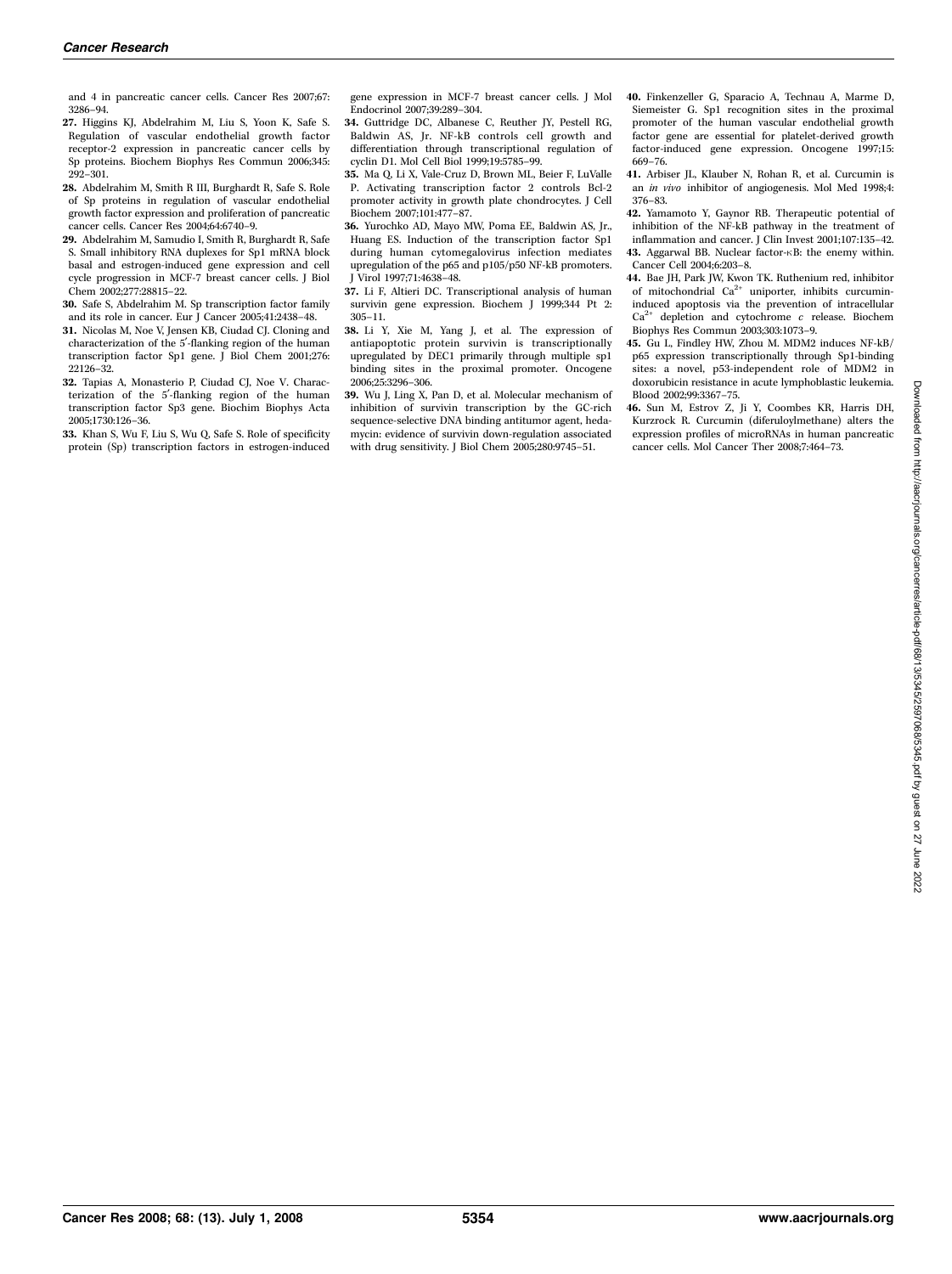and 4 in pancreatic cancer cells. Cancer Res 2007;67:3286–94.

27. Higgins KJ, Abdelrahim M, Liu S, Yoon K, Safe S. Regulation of vascular endothelial growth factor receptor-2 expression in pancreatic cancer cells by Sp proteins. Biochem Biophys Res Commun 2006;345:292–301.

28. Abdelrahim M, Smith R III, Burghardt R, Safe S. Role of Sp proteins in regulation of vascular endothelial growth factor expression and proliferation of pancreatic cancer cells. Cancer Res 2004;64:6740–9.

29. Abdelrahim M, Samudio I, Smith R, Burghardt R, Safe S. Small inhibitory RNA duplexes for Sp1 mRNA block basal and estrogen-induced gene expression and cell cycle progression in MCF-7 breast cancer cells. J Biol Chem 2002;277:28815–22.

30. Safe S, Abdelrahim M. Sp transcription factor family and its role in cancer. Eur J Cancer 2005;41:2438–48.

31. Nicolas M, Noe V, Jensen KB, Ciudad CJ. Cloning and characterization of the 5′-flanking region of the human transcription factor Sp1 gene. J Biol Chem 2001;276:22126–32.

32. Tapias A, Monasterio P, Ciudad CJ, Noe V. Characterization of the 5′-flanking region of the human transcription factor Sp3 gene. Biochim Biophys Acta 2005;1730:126–36.

33. Khan S, Wu F, Liu S, Wu Q, Safe S. Role of specificity protein (Sp) transcription factors in estrogen-induced gene expression in MCF-7 breast cancer cells. J Mol Endocrinol 2007;39:289–304.

34. Guttridge DC, Albanese C, Reuther JY, Pestell RG, Baldwin AS, Jr. NF-kB controls cell growth and differentiation through transcriptional regulation of cyclin D1. Mol Cell Biol 1999;19:5785–99.

35. Ma Q, Li X, Vale-Cruz D, Brown ML, Beier F, LuValle P. Activating transcription factor 2 controls Bcl-2 promoter activity in growth plate chondrocytes. J Cell Biochem 2007;101:477–87.

36. Yurochko AD, Mayo MW, Poma EE, Baldwin AS, Jr., Huang ES. Induction of the transcription factor Sp1 during human cytomegalovirus infection mediates upregulation of the p65 and p105/p50 NF-kB promoters. J Virol 1997;71:4638–48.

37. Li F, Altieri DC. Transcriptional analysis of human survivin gene expression. Biochem J 1999;344 Pt 2:305–11.

38. Li Y, Xie M, Yang J, et al. The expression of antiapoptotic protein survivin is transcriptionally upregulated by DEC1 primarily through multiple sp1 binding sites in the proximal promoter. Oncogene 2006;25:3296–306.

39. Wu J, Ling X, Pan D, et al. Molecular mechanism of inhibition of survivin transcription by the GC-rich sequence-selective DNA binding antitumor agent, hedamycin: evidence of survivin down-regulation associated with drug sensitivity. J Biol Chem 2005;280:9745–51.

40. Finkenzeller G, Sparacio A, Technau A, Marme D, Siemeister G. Sp1 recognition sites in the proximal promoter of the human vascular endothelial growth factor gene are essential for platelet-derived growth factor-induced gene expression. Oncogene 1997;15:669–76.

41. Arbiser JL, Klauber N, Rohan R, et al. Curcumin is an *in vivo* inhibitor of angiogenesis. Mol Med 1998;4:376–83.

42. Yamamoto Y, Gaynor RB. Therapeutic potential of inhibition of the NF-kB pathway in the treatment of inflammation and cancer. J Clin Invest 2001;107:135–42.

43. Aggarwal BB. Nuclear factor-κB: the enemy within. Cancer Cell 2004;6:203–8.

44. Bae JH, Park JW, Kwon TK. Ruthenium red, inhibitor of mitochondrial $Ca^{2+}$ uniporter, inhibits curcumin-induced apoptosis via the prevention of intracellular $Ca^{2+}$ depletion and cytochrome *c* release. Biochem Biophys Res Commun 2003;303:1073–9.

45. Gu L, Findley HW, Zhou M. MDM2 induces NF-kB/p65 expression transcriptionally through Sp1-binding sites: a novel, p53-independent role of MDM2 in doxorubicin resistance in acute lymphoblastic leukemia. Blood 2002;99:3367–75.

46. Sun M, Estrov Z, Ji Y, Coombes KR, Harris DH, Kurzrock R. Curcumin (diferuloylmethane) alters the expression profiles of microRNAs in human pancreatic cancer cells. Mol Cancer Ther 2008;7:464–73.